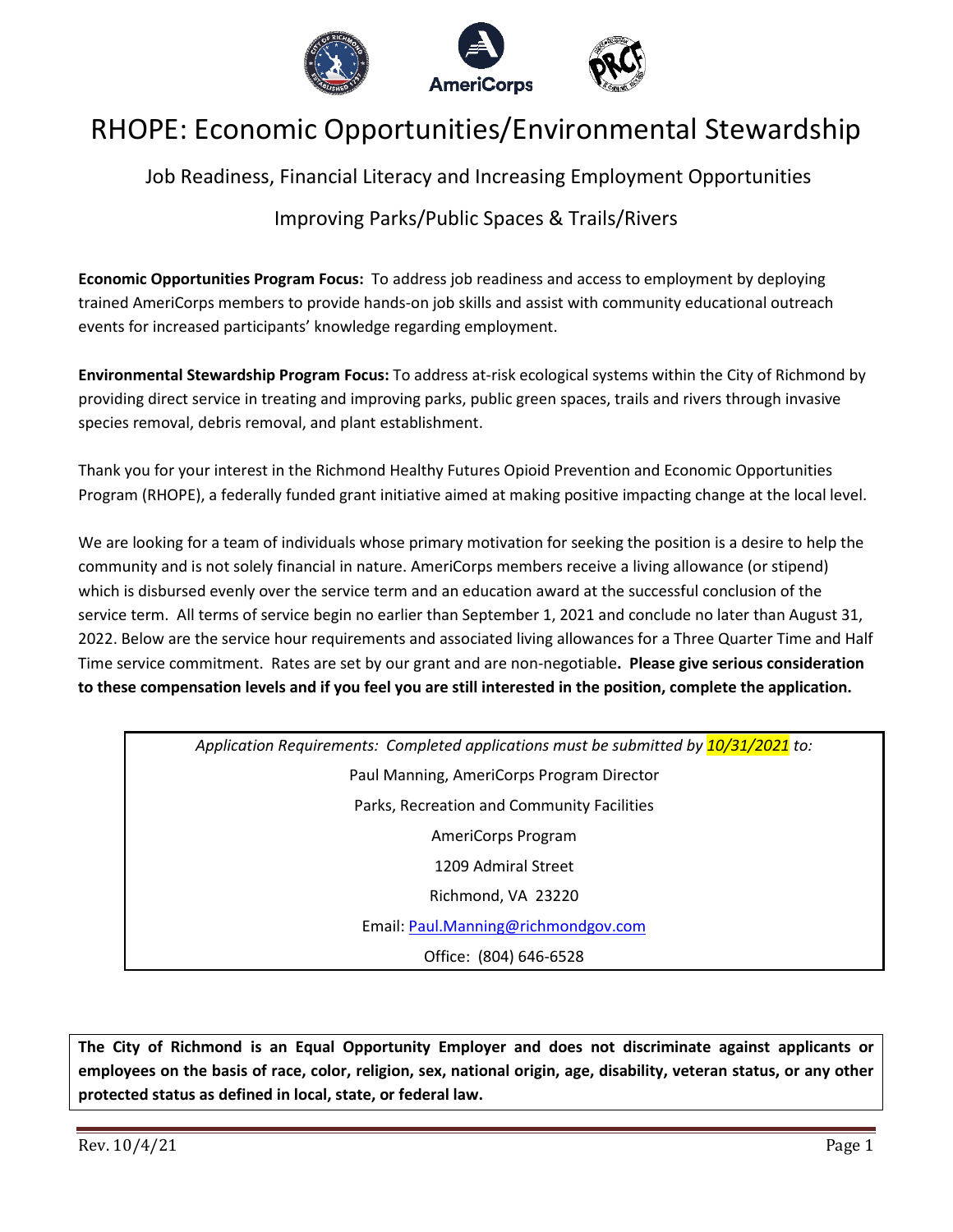# RHOPE: Economic Opportunities/Environmental Stewardship

## Job Readiness, Financial Literacy and Increasing Employment Opportunities

## Improving Parks/Public Spaces & Trails/Rivers

**Economic Opportunities Program Focus:** To address job readiness and access to employment by deploying trained AmeriCorps members to provide hands-on job skills and assist with community educational outreach events for increased participants' knowledge regarding employment.

**Environmental Stewardship Program Focus:** To address at-risk ecological systems within the City of Richmond by providing direct service in treating and improving parks, public green spaces, trails and rivers through invasive species removal, debris removal, and plant establishment.

Thank you for your interest in the Richmond Healthy Futures Opioid Prevention and Economic Opportunities Program (RHOPE), a federally funded grant initiative aimed at making positive impacting change at the local level.

We are looking for a team of individuals whose primary motivation for seeking the position is a desire to help the community and is not solely financial in nature. AmeriCorps members receive a living allowance (or stipend) which is disbursed evenly over the service term and an education award at the successful conclusion of the service term. All terms of service begin no earlier than September 1, 2021 and conclude no later than August 31, 2022. Below are the service hour requirements and associated living allowances for a Three Quarter Time and Half Time service commitment. Rates are set by our grant and are non-negotiable**. Please give serious consideration to these compensation levels and if you feel you are still interested in the position, complete the application.**

*Application Requirements: Completed applications must be submitted by 10/31/2021 to:*

Paul Manning, AmeriCorps Program Director

Parks, Recreation and Community Facilities

AmeriCorps Program

1209 Admiral Street

Richmond, VA 23220

Email: Paul.Manning@richmondgov.com

Office: (804) 646-6528

**The City of Richmond is an Equal Opportunity Employer and does not discriminate against applicants or employees on the basis of race, color, religion, sex, national origin, age, disability, veteran status, or any other protected status as defined in local, state, or federal law.**

Rev. 10/4/21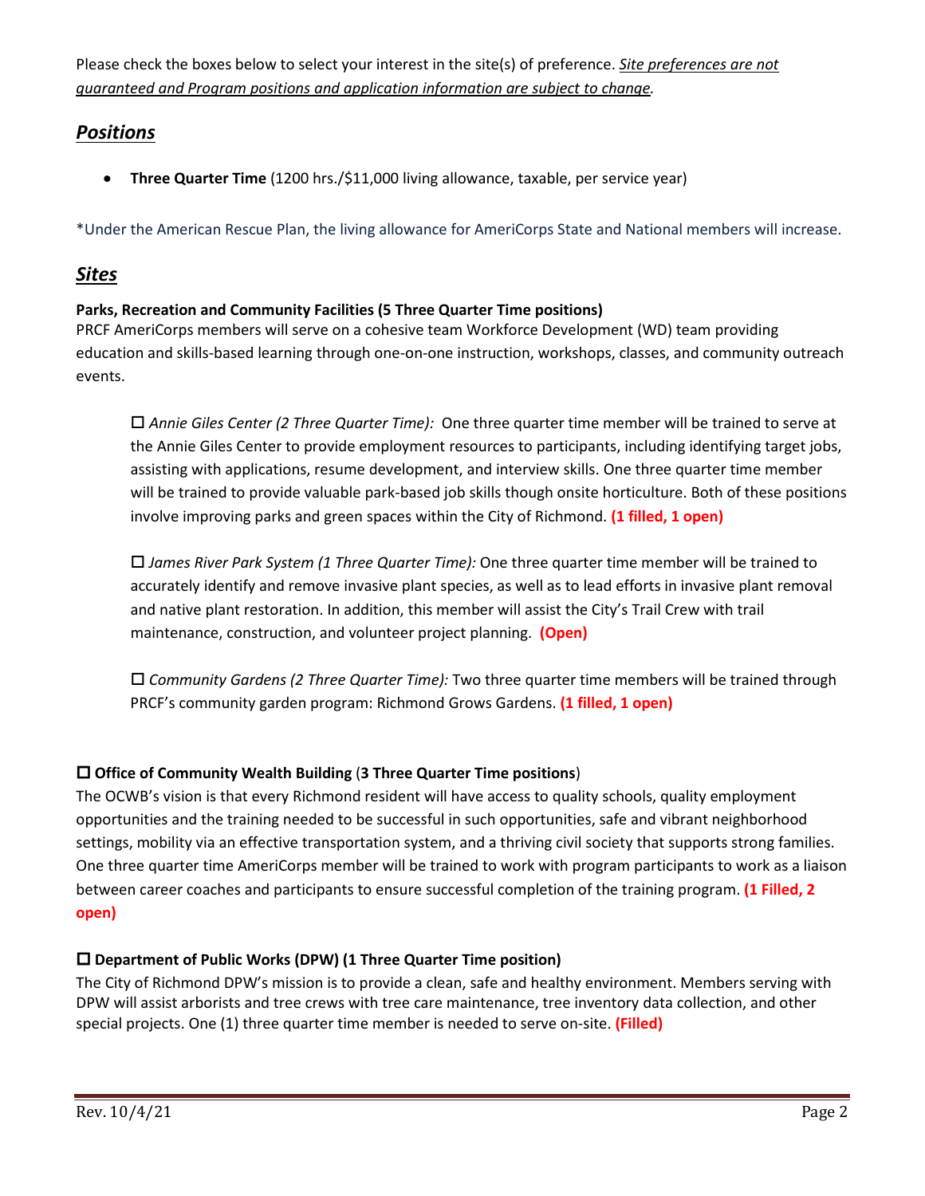Please check the boxes below to select your interest in the site(s) of preference. ***Site preferences are not guaranteed and Program positions and application information are subject to change.***

## ***Positions***

- **Three Quarter Time** (1200 hrs./$11,000 living allowance, taxable, per service year)

*Under the American Rescue Plan, the living allowance for AmeriCorps State and National members will increase.

## ***Sites***

**Parks, Recreation and Community Facilities (5 Three Quarter Time positions)**
PRCF AmeriCorps members will serve on a cohesive team Workforce Development (WD) team providing education and skills-based learning through one-on-one instruction, workshops, classes, and community outreach events.

> ☐ *Annie Giles Center (2 Three Quarter Time):* One three quarter time member will be trained to serve at the Annie Giles Center to provide employment resources to participants, including identifying target jobs, assisting with applications, resume development, and interview skills. One three quarter time member will be trained to provide valuable park-based job skills though onsite horticulture. Both of these positions involve improving parks and green spaces within the City of Richmond. **(1 filled, 1 open)**
>
> ☐ *James River Park System (1 Three Quarter Time):* One three quarter time member will be trained to accurately identify and remove invasive plant species, as well as to lead efforts in invasive plant removal and native plant restoration. In addition, this member will assist the City's Trail Crew with trail maintenance, construction, and volunteer project planning. **(Open)**
>
> ☐ *Community Gardens (2 Three Quarter Time):* Two three quarter time members will be trained through PRCF's community garden program: Richmond Grows Gardens. **(1 filled, 1 open)**

☐ **Office of Community Wealth Building** (**3 Three Quarter Time positions**)
The OCWB's vision is that every Richmond resident will have access to quality schools, quality employment opportunities and the training needed to be successful in such opportunities, safe and vibrant neighborhood settings, mobility via an effective transportation system, and a thriving civil society that supports strong families. One three quarter time AmeriCorps member will be trained to work with program participants to work as a liaison between career coaches and participants to ensure successful completion of the training program. **(1 Filled, 2 open)**

☐ **Department of Public Works (DPW) (1 Three Quarter Time position)**
The City of Richmond DPW's mission is to provide a clean, safe and healthy environment. Members serving with DPW will assist arborists and tree crews with tree care maintenance, tree inventory data collection, and other special projects. One (1) three quarter time member is needed to serve on-site. **(Filled)**

Rev. 10/4/21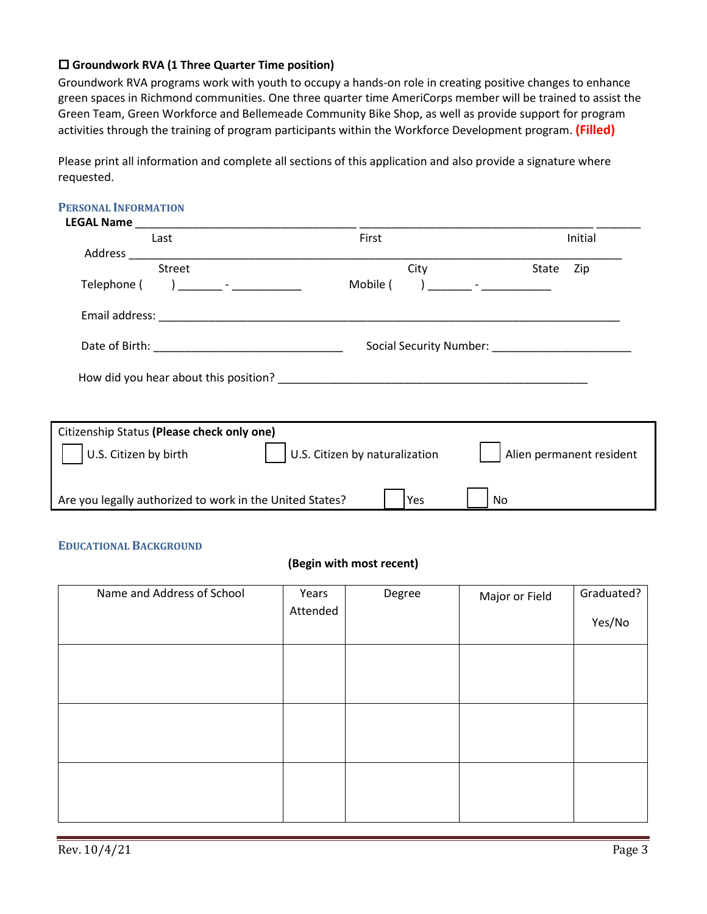**☐ Groundwork RVA (1 Three Quarter Time position)**

Groundwork RVA programs work with youth to occupy a hands-on role in creating positive changes to enhance green spaces in Richmond communities. One three quarter time AmeriCorps member will be trained to assist the Green Team, Green Workforce and Bellemeade Community Bike Shop, as well as provide support for program activities through the training of program participants within the Workforce Development program. **(Filled)**

Please print all information and complete all sections of this application and also provide a signature where requested.

## Personal Information

**LEGAL Name** ______________________________ ______________________________ ______

Last First Initial

Address ____________________________________________________________________

Street City State Zip

Telephone ( ) _______ - ___________ Mobile ( ) _______ - ___________

Email address: ____________________________________________________________________

Date of Birth: ____________________________ Social Security Number: ______________________

How did you hear about this position? __________________________________________________

Citizenship Status **(Please check only one)**

☐ U.S. Citizen by birth ☐ U.S. Citizen by naturalization ☐ Alien permanent resident

Are you legally authorized to work in the United States? ☐ Yes ☐ No

## Educational Background

**(Begin with most recent)**

| Name and Address of School | Years Attended | Degree | Major or Field | Graduated? Yes/No |
|---|---|---|---|---|
| | | | | |
| | | | | |
| | | | | |

Rev. 10/4/21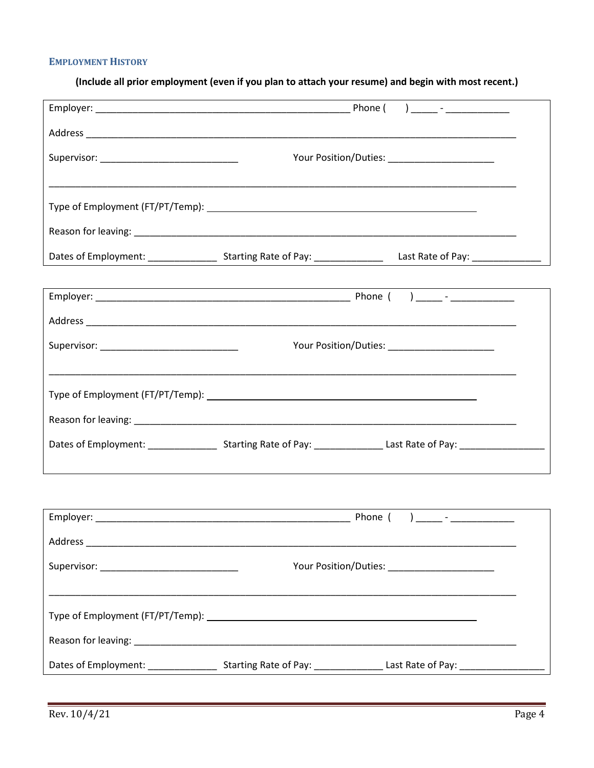### EMPLOYMENT HISTORY

**(Include all prior employment (even if you plan to attach your resume) and begin with most recent.)**

Employer: ________________________________________________ Phone ( ) _____ - ____________

Address ___________________________________________________________________________________

Supervisor: __________________________ Your Position/Duties: ____________________

___________________________________________________________________________________________

Type of Employment (FT/PT/Temp): ___________________________________________________

Reason for leaving: _________________________________________________________________________

Dates of Employment: _____________ Starting Rate of Pay: _____________ Last Rate of Pay: _____________

---

Employer: ________________________________________________ Phone ( ) _____ - ____________

Address ___________________________________________________________________________________

Supervisor: __________________________ Your Position/Duties: ____________________

___________________________________________________________________________________________

Type of Employment (FT/PT/Temp): ___________________________________________________

Reason for leaving: _________________________________________________________________________

Dates of Employment: _____________ Starting Rate of Pay: _____________ Last Rate of Pay: ________________

---

Employer: ________________________________________________ Phone ( ) _____ - ____________

Address ___________________________________________________________________________________

Supervisor: __________________________ Your Position/Duties: ____________________

___________________________________________________________________________________________

Type of Employment (FT/PT/Temp): ___________________________________________________

Reason for leaving: _________________________________________________________________________

Dates of Employment: _____________ Starting Rate of Pay: _____________ Last Rate of Pay: ________________

Rev. 10/4/21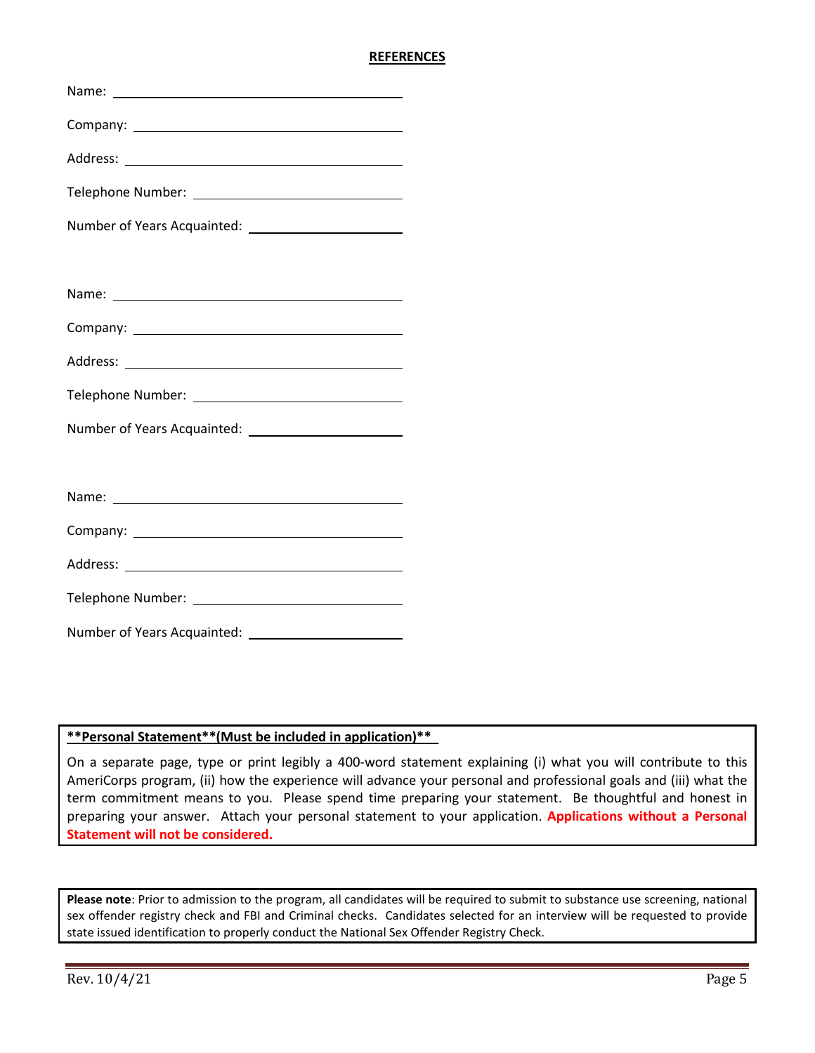## REFERENCES

Name: ______________________________

Company: ______________________________

Address: ______________________________

Telephone Number: ______________________________

Number of Years Acquainted: ______________________________

Name: ______________________________

Company: ______________________________

Address: ______________________________

Telephone Number: ______________________________

Number of Years Acquainted: ______________________________

Name: ______________________________

Company: ______________________________

Address: ______________________________

Telephone Number: ______________________________

Number of Years Acquainted: ______________________________

**\*\*Personal Statement\*\*(Must be included in application)\*\***

On a separate page, type or print legibly a 400-word statement explaining (i) what you will contribute to this AmeriCorps program, (ii) how the experience will advance your personal and professional goals and (iii) what the term commitment means to you. Please spend time preparing your statement. Be thoughtful and honest in preparing your answer. Attach your personal statement to your application. **Applications without a Personal Statement will not be considered.**

**Please note**: Prior to admission to the program, all candidates will be required to submit to substance use screening, national sex offender registry check and FBI and Criminal checks. Candidates selected for an interview will be requested to provide state issued identification to properly conduct the National Sex Offender Registry Check.

Rev. 10/4/21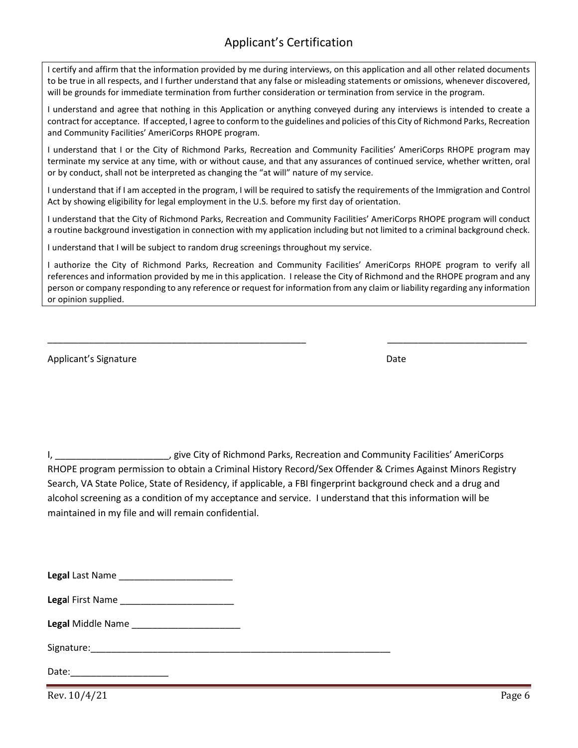# Applicant's Certification

I certify and affirm that the information provided by me during interviews, on this application and all other related documents to be true in all respects, and I further understand that any false or misleading statements or omissions, whenever discovered, will be grounds for immediate termination from further consideration or termination from service in the program.

I understand and agree that nothing in this Application or anything conveyed during any interviews is intended to create a contract for acceptance. If accepted, I agree to conform to the guidelines and policies of this City of Richmond Parks, Recreation and Community Facilities' AmeriCorps RHOPE program.

I understand that I or the City of Richmond Parks, Recreation and Community Facilities' AmeriCorps RHOPE program may terminate my service at any time, with or without cause, and that any assurances of continued service, whether written, oral or by conduct, shall not be interpreted as changing the "at will" nature of my service.

I understand that if I am accepted in the program, I will be required to satisfy the requirements of the Immigration and Control Act by showing eligibility for legal employment in the U.S. before my first day of orientation.

I understand that the City of Richmond Parks, Recreation and Community Facilities' AmeriCorps RHOPE program will conduct a routine background investigation in connection with my application including but not limited to a criminal background check.

I understand that I will be subject to random drug screenings throughout my service.

I authorize the City of Richmond Parks, Recreation and Community Facilities' AmeriCorps RHOPE program to verify all references and information provided by me in this application. I release the City of Richmond and the RHOPE program and any person or company responding to any reference or request for information from any claim or liability regarding any information or opinion supplied.

_____________________________________________________ ____________________________

Applicant's Signature Date

I, ______________________, give City of Richmond Parks, Recreation and Community Facilities' AmeriCorps RHOPE program permission to obtain a Criminal History Record/Sex Offender & Crimes Against Minors Registry Search, VA State Police, State of Residency, if applicable, a FBI fingerprint background check and a drug and alcohol screening as a condition of my acceptance and service. I understand that this information will be maintained in my file and will remain confidential.

**Legal** Last Name ______________________

**Legal** First Name ______________________

**Legal** Middle Name _____________________

Signature:_____________________________________________________________

Date:___________________

Rev. 10/4/21